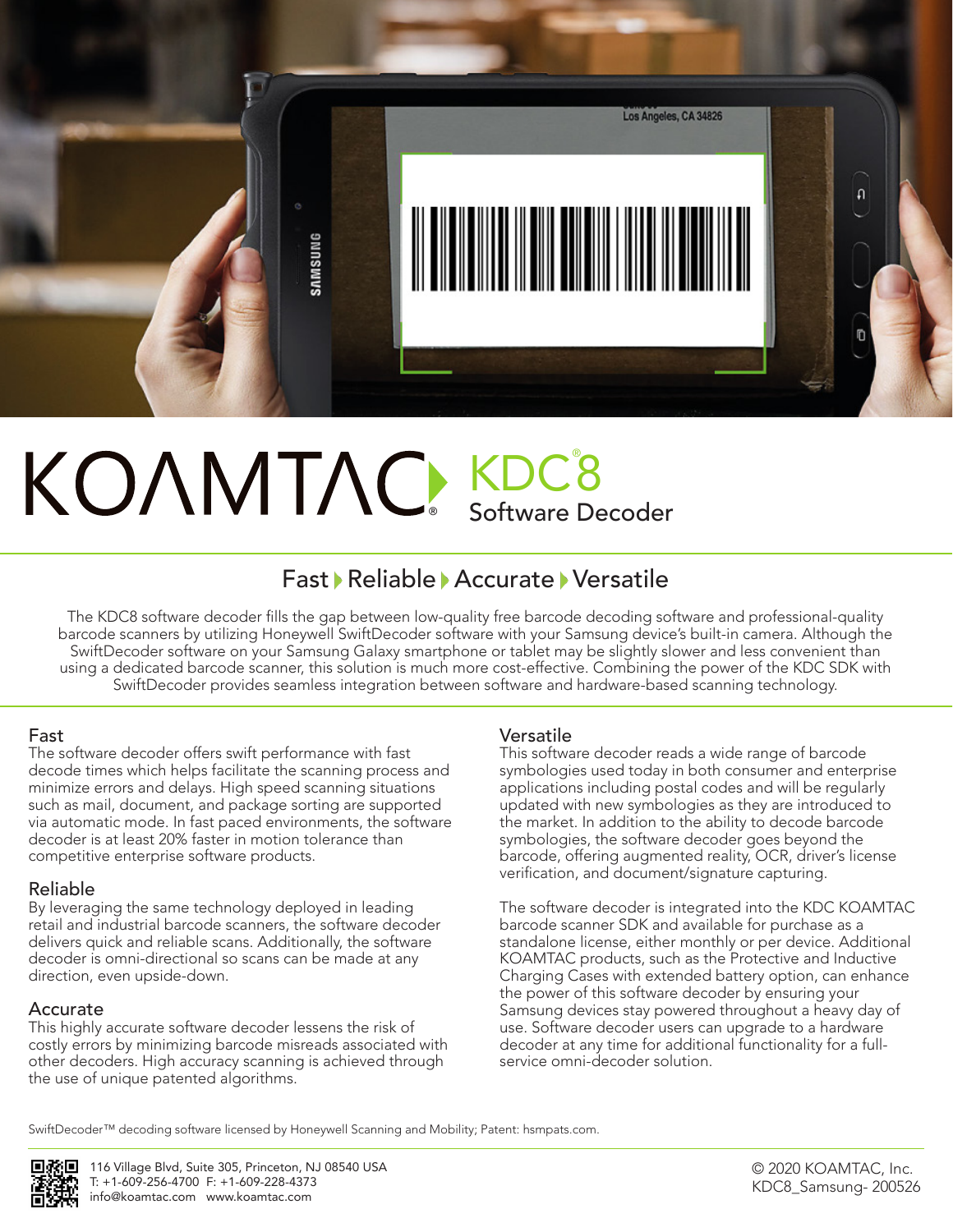# KOAMTAC® KDC8® Software Decoder

## Fast ▸ Reliable ▸ Accurate ▸ Versatile

The KDC8 software decoder fills the gap between low-quality free barcode decoding software and professional-quality barcode scanners by utilizing Honeywell SwiftDecoder software with your Samsung device's built-in camera. Although the SwiftDecoder software on your Samsung Galaxy smartphone or tablet may be slightly slower and less convenient than using a dedicated barcode scanner, this solution is much more cost-effective. Combining the power of the KDC SDK with SwiftDecoder provides seamless integration between software and hardware-based scanning technology.

### Fast

The software decoder offers swift performance with fast decode times which helps facilitate the scanning process and minimize errors and delays. High speed scanning situations such as mail, document, and package sorting are supported via automatic mode. In fast paced environments, the software decoder is at least 20% faster in motion tolerance than competitive enterprise software products.

### Reliable

By leveraging the same technology deployed in leading retail and industrial barcode scanners, the software decoder delivers quick and reliable scans. Additionally, the software decoder is omni-directional so scans can be made at any direction, even upside-down.

### Accurate

This highly accurate software decoder lessens the risk of costly errors by minimizing barcode misreads associated with other decoders. High accuracy scanning is achieved through the use of unique patented algorithms.

### Versatile

This software decoder reads a wide range of barcode symbologies used today in both consumer and enterprise applications including postal codes and will be regularly updated with new symbologies as they are introduced to the market. In addition to the ability to decode barcode symbologies, the software decoder goes beyond the barcode, offering augmented reality, OCR, driver's license verification, and document/signature capturing.

The software decoder is integrated into the KDC KOAMTAC barcode scanner SDK and available for purchase as a standalone license, either monthly or per device. Additional KOAMTAC products, such as the Protective and Inductive Charging Cases with extended battery option, can enhance the power of this software decoder by ensuring your Samsung devices stay powered throughout a heavy day of use. Software decoder users can upgrade to a hardware decoder at any time for additional functionality for a full-service omni-decoder solution.

SwiftDecoder™ decoding software licensed by Honeywell Scanning and Mobility; Patent: hsmpats.com.

116 Village Blvd, Suite 305, Princeton, NJ 08540 USA
T: +1-609-256-4700 F: +1-609-228-4373
info@koamtac.com www.koamtac.com

© 2020 KOAMTAC, Inc.
KDC8_Samsung- 200526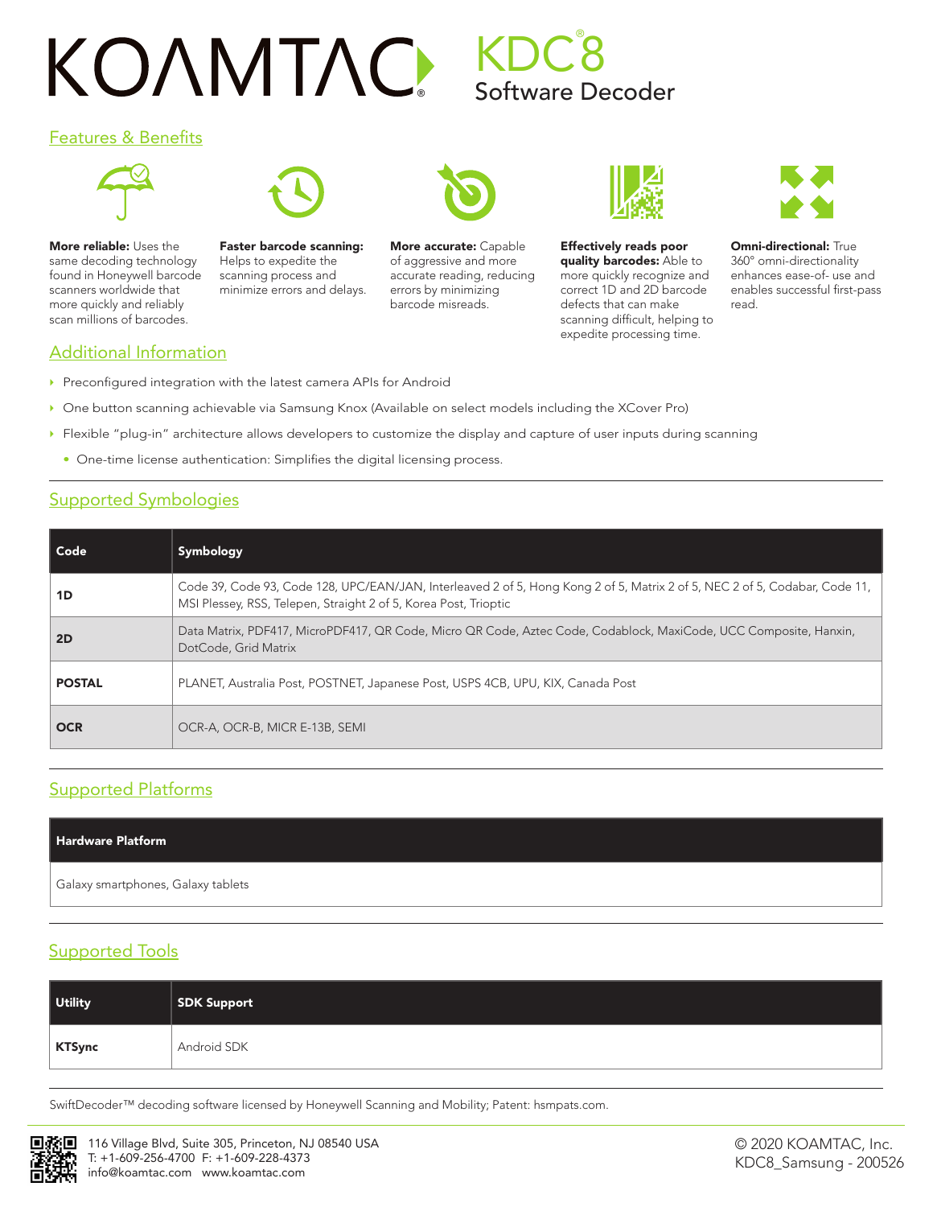# KOAMTAC KDC®8 Software Decoder

## Features & Benefits

**More reliable:** Uses the same decoding technology found in Honeywell barcode scanners worldwide that more quickly and reliably scan millions of barcodes.

**Faster barcode scanning:** Helps to expedite the scanning process and minimize errors and delays.

**More accurate:** Capable of aggressive and more accurate reading, reducing errors by minimizing barcode misreads.

**Effectively reads poor quality barcodes:** Able to more quickly recognize and correct 1D and 2D barcode defects that can make scanning difficult, helping to expedite processing time.

**Omni-directional:** True 360° omni-directionality enhances ease-of- use and enables successful first-pass read.

## Additional Information

- Preconfigured integration with the latest camera APIs for Android
- One button scanning achievable via Samsung Knox (Available on select models including the XCover Pro)
- Flexible "plug-in" architecture allows developers to customize the display and capture of user inputs during scanning
  - One-time license authentication: Simplifies the digital licensing process.

## Supported Symbologies

| Code | Symbology |
|---|---|
| **1D** | Code 39, Code 93, Code 128, UPC/EAN/JAN, Interleaved 2 of 5, Hong Kong 2 of 5, Matrix 2 of 5, NEC 2 of 5, Codabar, Code 11, MSI Plessey, RSS, Telepen, Straight 2 of 5, Korea Post, Trioptic |
| **2D** | Data Matrix, PDF417, MicroPDF417, QR Code, Micro QR Code, Aztec Code, Codablock, MaxiCode, UCC Composite, Hanxin, DotCode, Grid Matrix |
| **POSTAL** | PLANET, Australia Post, POSTNET, Japanese Post, USPS 4CB, UPU, KIX, Canada Post |
| **OCR** | OCR-A, OCR-B, MICR E-13B, SEMI |

## Supported Platforms

| Hardware Platform |
|---|
| Galaxy smartphones, Galaxy tablets |

## Supported Tools

| Utility | SDK Support |
|---|---|
| **KTSync** | Android SDK |

SwiftDecoder™ decoding software licensed by Honeywell Scanning and Mobility; Patent: hsmpats.com.

116 Village Blvd, Suite 305, Princeton, NJ 08540 USA
T: +1-609-256-4700 F: +1-609-228-4373
info@koamtac.com www.koamtac.com

© 2020 KOAMTAC, Inc.
KDC8_Samsung - 200526